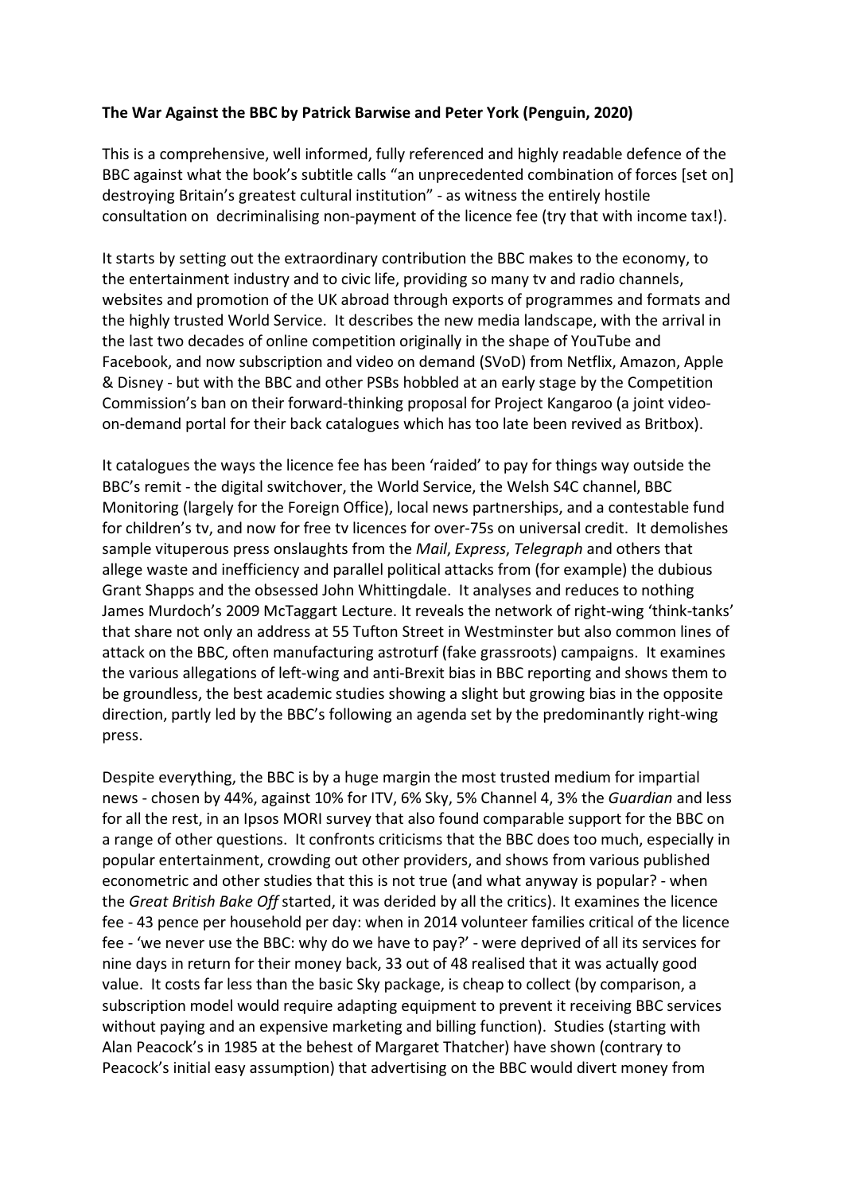**The War Against the BBC by Patrick Barwise and Peter York (Penguin, 2020)**

This is a comprehensive, well informed, fully referenced and highly readable defence of the BBC against what the book's subtitle calls "an unprecedented combination of forces [set on] destroying Britain's greatest cultural institution" - as witness the entirely hostile consultation on decriminalising non-payment of the licence fee (try that with income tax!).

It starts by setting out the extraordinary contribution the BBC makes to the economy, to the entertainment industry and to civic life, providing so many tv and radio channels, websites and promotion of the UK abroad through exports of programmes and formats and the highly trusted World Service. It describes the new media landscape, with the arrival in the last two decades of online competition originally in the shape of YouTube and Facebook, and now subscription and video on demand (SVoD) from Netflix, Amazon, Apple & Disney - but with the BBC and other PSBs hobbled at an early stage by the Competition Commission's ban on their forward-thinking proposal for Project Kangaroo (a joint video-on-demand portal for their back catalogues which has too late been revived as Britbox).

It catalogues the ways the licence fee has been 'raided' to pay for things way outside the BBC's remit - the digital switchover, the World Service, the Welsh S4C channel, BBC Monitoring (largely for the Foreign Office), local news partnerships, and a contestable fund for children's tv, and now for free tv licences for over-75s on universal credit. It demolishes sample vituperous press onslaughts from the *Mail*, *Express*, *Telegraph* and others that allege waste and inefficiency and parallel political attacks from (for example) the dubious Grant Shapps and the obsessed John Whittingdale. It analyses and reduces to nothing James Murdoch's 2009 McTaggart Lecture. It reveals the network of right-wing 'think-tanks' that share not only an address at 55 Tufton Street in Westminster but also common lines of attack on the BBC, often manufacturing astroturf (fake grassroots) campaigns. It examines the various allegations of left-wing and anti-Brexit bias in BBC reporting and shows them to be groundless, the best academic studies showing a slight but growing bias in the opposite direction, partly led by the BBC's following an agenda set by the predominantly right-wing press.

Despite everything, the BBC is by a huge margin the most trusted medium for impartial news - chosen by 44%, against 10% for ITV, 6% Sky, 5% Channel 4, 3% the *Guardian* and less for all the rest, in an Ipsos MORI survey that also found comparable support for the BBC on a range of other questions. It confronts criticisms that the BBC does too much, especially in popular entertainment, crowding out other providers, and shows from various published econometric and other studies that this is not true (and what anyway is popular? - when the *Great British Bake Off* started, it was derided by all the critics). It examines the licence fee - 43 pence per household per day: when in 2014 volunteer families critical of the licence fee - 'we never use the BBC: why do we have to pay?' - were deprived of all its services for nine days in return for their money back, 33 out of 48 realised that it was actually good value. It costs far less than the basic Sky package, is cheap to collect (by comparison, a subscription model would require adapting equipment to prevent it receiving BBC services without paying and an expensive marketing and billing function). Studies (starting with Alan Peacock's in 1985 at the behest of Margaret Thatcher) have shown (contrary to Peacock's initial easy assumption) that advertising on the BBC would divert money from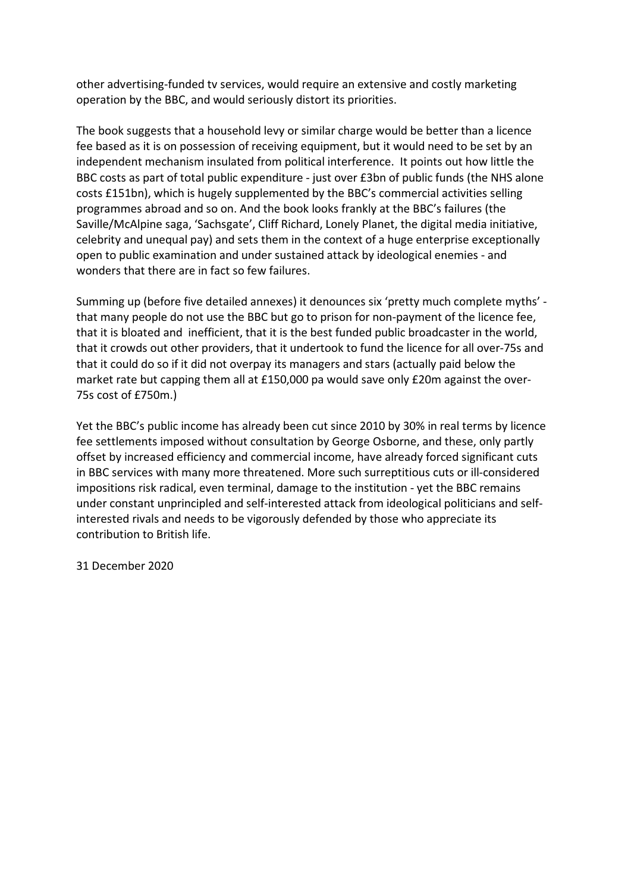other advertising-funded tv services, would require an extensive and costly marketing operation by the BBC, and would seriously distort its priorities.

The book suggests that a household levy or similar charge would be better than a licence fee based as it is on possession of receiving equipment, but it would need to be set by an independent mechanism insulated from political interference. It points out how little the BBC costs as part of total public expenditure - just over £3bn of public funds (the NHS alone costs £151bn), which is hugely supplemented by the BBC's commercial activities selling programmes abroad and so on. And the book looks frankly at the BBC's failures (the Saville/McAlpine saga, 'Sachsgate', Cliff Richard, Lonely Planet, the digital media initiative, celebrity and unequal pay) and sets them in the context of a huge enterprise exceptionally open to public examination and under sustained attack by ideological enemies - and wonders that there are in fact so few failures.

Summing up (before five detailed annexes) it denounces six 'pretty much complete myths' - that many people do not use the BBC but go to prison for non-payment of the licence fee, that it is bloated and inefficient, that it is the best funded public broadcaster in the world, that it crowds out other providers, that it undertook to fund the licence for all over-75s and that it could do so if it did not overpay its managers and stars (actually paid below the market rate but capping them all at £150,000 pa would save only £20m against the over-75s cost of £750m.)

Yet the BBC's public income has already been cut since 2010 by 30% in real terms by licence fee settlements imposed without consultation by George Osborne, and these, only partly offset by increased efficiency and commercial income, have already forced significant cuts in BBC services with many more threatened. More such surreptitious cuts or ill-considered impositions risk radical, even terminal, damage to the institution - yet the BBC remains under constant unprincipled and self-interested attack from ideological politicians and self-interested rivals and needs to be vigorously defended by those who appreciate its contribution to British life.

31 December 2020